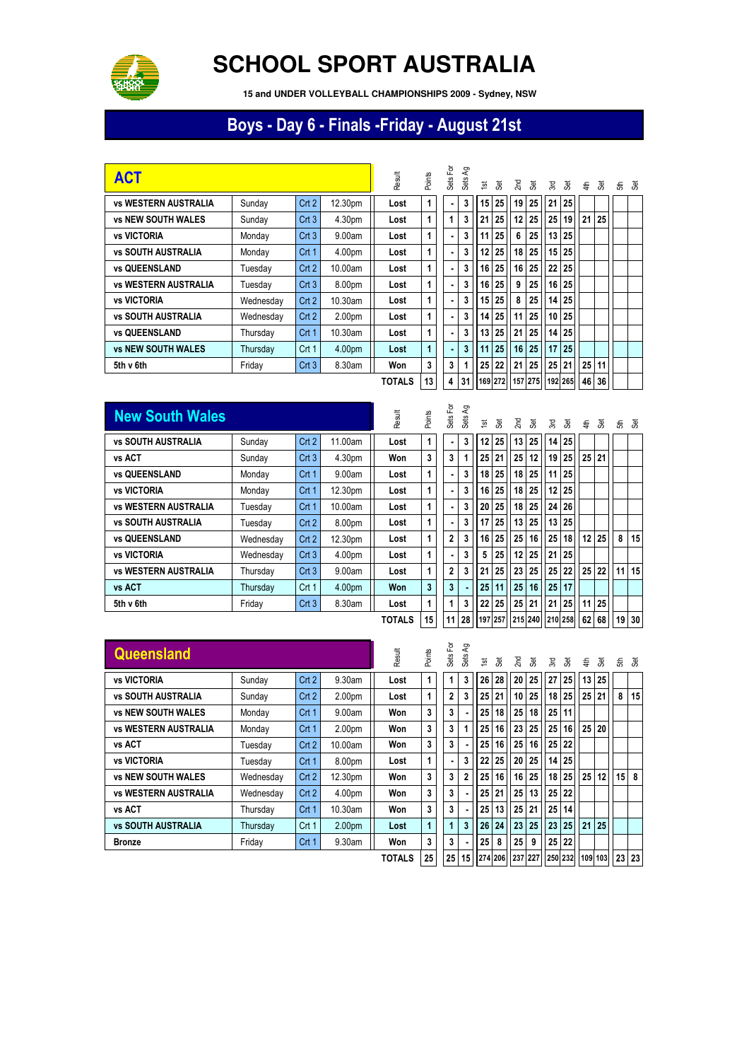# SCHOOL SPORT AUSTRALIA

**15 and UNDER VOLLEYBALL CHAMPIONSHIPS 2009 - Sydney, NSW**

## Boys - Day 6 - Finals -Friday - August 21st

| ACT | | | | Result | Points | Sets For | Sets Ag | 1st | Set | 2nd | Set | 3rd | Set | 4th | Set | 5th | Set |
|---|---|---|---|---|---|---|---|---|---|---|---|---|---|---|---|---|---|
| vs WESTERN AUSTRALIA | Sunday | Crt 2 | 12.30pm | Lost | 1 | - | 3 | 15 | 25 | 19 | 25 | 21 | 25 | | | | |
| vs NEW SOUTH WALES | Sunday | Crt 3 | 4.30pm | Lost | 1 | 1 | 3 | 21 | 25 | 12 | 25 | 25 | 19 | 21 | 25 | | |
| vs VICTORIA | Monday | Crt 3 | 9.00am | Lost | 1 | - | 3 | 11 | 25 | 6 | 25 | 13 | 25 | | | | |
| vs SOUTH AUSTRALIA | Monday | Crt 1 | 4.00pm | Lost | 1 | - | 3 | 12 | 25 | 18 | 25 | 15 | 25 | | | | |
| vs QUEENSLAND | Tuesday | Crt 2 | 10.00am | Lost | 1 | - | 3 | 16 | 25 | 16 | 25 | 22 | 25 | | | | |
| vs WESTERN AUSTRALIA | Tuesday | Crt 3 | 8.00pm | Lost | 1 | - | 3 | 16 | 25 | 9 | 25 | 16 | 25 | | | | |
| vs VICTORIA | Wednesday | Crt 2 | 10.30am | Lost | 1 | - | 3 | 15 | 25 | 8 | 25 | 14 | 25 | | | | |
| vs SOUTH AUSTRALIA | Wednesday | Crt 2 | 2.00pm | Lost | 1 | - | 3 | 14 | 25 | 11 | 25 | 10 | 25 | | | | |
| vs QUEENSLAND | Thursday | Crt 1 | 10.30am | Lost | 1 | - | 3 | 13 | 25 | 21 | 25 | 14 | 25 | | | | |
| vs NEW SOUTH WALES | Thursday | Crt 1 | 4.00pm | Lost | 1 | - | 3 | 11 | 25 | 16 | 25 | 17 | 25 | | | | |
| 5th v 6th | Friday | Crt 3 | 8.30am | Won | 3 | 3 | 1 | 25 | 22 | 21 | 25 | 25 | 21 | 25 | 11 | | |
| | | | | TOTALS | 13 | 4 | 31 | 169 | 272 | 157 | 275 | 192 | 265 | 46 | 36 | | |

| New South Wales | | | | Result | Points | Sets For | Sets Ag | 1st | Set | 2nd | Set | 3rd | Set | 4th | Set | 5th | Set |
|---|---|---|---|---|---|---|---|---|---|---|---|---|---|---|---|---|---|
| vs SOUTH AUSTRALIA | Sunday | Crt 2 | 11.00am | Lost | 1 | - | 3 | 12 | 25 | 13 | 25 | 14 | 25 | | | | |
| vs ACT | Sunday | Crt 3 | 4.30pm | Won | 3 | 3 | 1 | 25 | 21 | 25 | 12 | 19 | 25 | 25 | 21 | | |
| vs QUEENSLAND | Monday | Crt 1 | 9.00am | Lost | 1 | - | 3 | 18 | 25 | 18 | 25 | 11 | 25 | | | | |
| vs VICTORIA | Monday | Crt 1 | 12.30pm | Lost | 1 | - | 3 | 16 | 25 | 18 | 25 | 12 | 25 | | | | |
| vs WESTERN AUSTRALIA | Tuesday | Crt 1 | 10.00am | Lost | 1 | - | 3 | 20 | 25 | 18 | 25 | 24 | 26 | | | | |
| vs SOUTH AUSTRALIA | Tuesday | Crt 2 | 8.00pm | Lost | 1 | - | 3 | 17 | 25 | 13 | 25 | 13 | 25 | | | | |
| vs QUEENSLAND | Wednesday | Crt 2 | 12.30pm | Lost | 1 | 2 | 3 | 16 | 25 | 25 | 16 | 25 | 18 | 12 | 25 | 8 | 15 |
| vs VICTORIA | Wednesday | Crt 3 | 4.00pm | Lost | 1 | - | 3 | 5 | 25 | 12 | 25 | 21 | 25 | | | | |
| vs WESTERN AUSTRALIA | Thursday | Crt 3 | 9.00am | Lost | 1 | 2 | 3 | 21 | 25 | 23 | 25 | 25 | 22 | 25 | 22 | 11 | 15 |
| vs ACT | Thursday | Crt 1 | 4.00pm | Won | 3 | 3 | - | 25 | 11 | 25 | 16 | 25 | 17 | | | | |
| 5th v 6th | Friday | Crt 3 | 8.30am | Lost | 1 | 1 | 3 | 22 | 25 | 25 | 21 | 21 | 25 | 11 | 25 | | |
| | | | | TOTALS | 15 | 11 | 28 | 197 | 257 | 215 | 240 | 210 | 258 | 62 | 68 | 19 | 30 |

| Queensland | | | | Result | Points | Sets For | Sets Ag | 1st | Set | 2nd | Set | 3rd | Set | 4th | Set | 5th | Set |
|---|---|---|---|---|---|---|---|---|---|---|---|---|---|---|---|---|---|
| vs VICTORIA | Sunday | Crt 2 | 9.30am | Lost | 1 | 1 | 3 | 26 | 28 | 20 | 25 | 27 | 25 | 13 | 25 | | |
| vs SOUTH AUSTRALIA | Sunday | Crt 2 | 2.00pm | Lost | 1 | 2 | 3 | 25 | 21 | 10 | 25 | 18 | 25 | 25 | 21 | 8 | 15 |
| vs NEW SOUTH WALES | Monday | Crt 1 | 9.00am | Won | 3 | 3 | - | 25 | 18 | 25 | 18 | 25 | 11 | | | | |
| vs WESTERN AUSTRALIA | Monday | Crt 1 | 2.00pm | Won | 3 | 3 | 1 | 25 | 16 | 23 | 25 | 25 | 16 | 25 | 20 | | |
| vs ACT | Tuesday | Crt 2 | 10.00am | Won | 3 | 3 | - | 25 | 16 | 25 | 16 | 25 | 22 | | | | |
| vs VICTORIA | Tuesday | Crt 1 | 8.00pm | Lost | 1 | - | 3 | 22 | 25 | 20 | 25 | 14 | 25 | | | | |
| vs NEW SOUTH WALES | Wednesday | Crt 2 | 12.30pm | Won | 3 | 3 | 2 | 25 | 16 | 16 | 25 | 18 | 25 | 25 | 12 | 15 | 8 |
| vs WESTERN AUSTRALIA | Wednesday | Crt 2 | 4.00pm | Won | 3 | 3 | - | 25 | 21 | 25 | 13 | 25 | 22 | | | | |
| vs ACT | Thursday | Crt 1 | 10.30am | Won | 3 | 3 | - | 25 | 13 | 25 | 21 | 25 | 14 | | | | |
| vs SOUTH AUSTRALIA | Thursday | Crt 1 | 2.00pm | Lost | 1 | 1 | 3 | 26 | 24 | 23 | 25 | 23 | 25 | 21 | 25 | | |
| Bronze | Friday | Crt 1 | 9.30am | Won | 3 | 3 | - | 25 | 8 | 25 | 9 | 25 | 22 | | | | |
| | | | | TOTALS | 25 | 25 | 15 | 274 | 206 | 237 | 227 | 250 | 232 | 109 | 103 | 23 | 23 |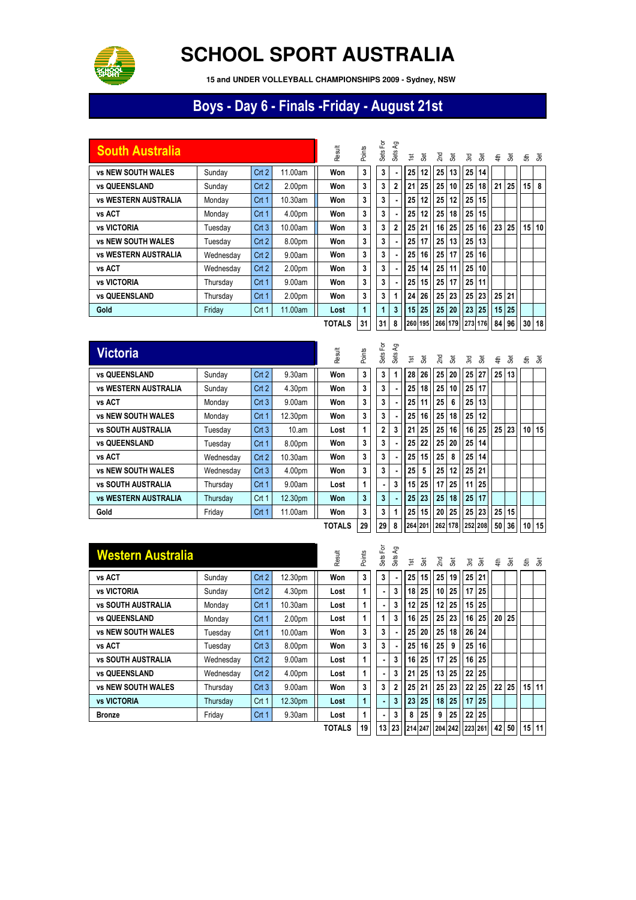# SCHOOL SPORT AUSTRALIA

**15 and UNDER VOLLEYBALL CHAMPIONSHIPS 2009 - Sydney, NSW**

## Boys - Day 6 - Finals -Friday - August 21st

| South Australia | | | | Result | Points | Sets For | Sets Ag | 1st | Set | 2nd | Set | 3rd | Set | 4th | Set | 5th | Set |
|---|---|---|---|---|---|---|---|---|---|---|---|---|---|---|---|---|---|
| vs NEW SOUTH WALES | Sunday | Crt 2 | 11.00am | Won | 3 | 3 | - | 25 | 12 | 25 | 13 | 25 | 14 | | | | |
| vs QUEENSLAND | Sunday | Crt 2 | 2.00pm | Won | 3 | 3 | 2 | 21 | 25 | 25 | 10 | 25 | 18 | 21 | 25 | 15 | 8 |
| vs WESTERN AUSTRALIA | Monday | Crt 1 | 10.30am | Won | 3 | 3 | - | 25 | 12 | 25 | 12 | 25 | 15 | | | | |
| vs ACT | Monday | Crt 1 | 4.00pm | Won | 3 | 3 | - | 25 | 12 | 25 | 18 | 25 | 15 | | | | |
| vs VICTORIA | Tuesday | Crt 3 | 10.00am | Won | 3 | 3 | 2 | 25 | 21 | 16 | 25 | 25 | 16 | 23 | 25 | 15 | 10 |
| vs NEW SOUTH WALES | Tuesday | Crt 2 | 8.00pm | Won | 3 | 3 | - | 25 | 17 | 25 | 13 | 25 | 13 | | | | |
| vs WESTERN AUSTRALIA | Wednesday | Crt 2 | 9.00am | Won | 3 | 3 | - | 25 | 16 | 25 | 17 | 25 | 16 | | | | |
| vs ACT | Wednesday | Crt 2 | 2.00pm | Won | 3 | 3 | - | 25 | 14 | 25 | 11 | 25 | 10 | | | | |
| vs VICTORIA | Thursday | Crt 1 | 9.00am | Won | 3 | 3 | - | 25 | 15 | 25 | 17 | 25 | 11 | | | | |
| vs QUEENSLAND | Thursday | Crt 1 | 2.00pm | Won | 3 | 3 | 1 | 24 | 26 | 25 | 23 | 25 | 23 | 25 | 21 | | |
| Gold | Friday | Crt 1 | 11.00am | Lost | 1 | 1 | 3 | 15 | 25 | 25 | 20 | 23 | 25 | 15 | 25 | | |
| | | | | TOTALS | 31 | 31 | 8 | 260 | 195 | 266 | 179 | 273 | 176 | 84 | 96 | 30 | 18 |

| Victoria | | | | Result | Points | Sets For | Sets Ag | 1st | Set | 2nd | Set | 3rd | Set | 4th | Set | 5th | Set |
|---|---|---|---|---|---|---|---|---|---|---|---|---|---|---|---|---|---|
| vs QUEENSLAND | Sunday | Crt 2 | 9.30am | Won | 3 | 3 | 1 | 28 | 26 | 25 | 20 | 25 | 27 | 25 | 13 | | |
| vs WESTERN AUSTRALIA | Sunday | Crt 2 | 4.30pm | Won | 3 | 3 | - | 25 | 18 | 25 | 10 | 25 | 17 | | | | |
| vs ACT | Monday | Crt 3 | 9.00am | Won | 3 | 3 | - | 25 | 11 | 25 | 6 | 25 | 13 | | | | |
| vs NEW SOUTH WALES | Monday | Crt 1 | 12.30pm | Won | 3 | 3 | - | 25 | 16 | 25 | 18 | 25 | 12 | | | | |
| vs SOUTH AUSTRALIA | Tuesday | Crt 3 | 10.am | Lost | 1 | 2 | 3 | 21 | 25 | 25 | 16 | 16 | 25 | 25 | 23 | 10 | 15 |
| vs QUEENSLAND | Tuesday | Crt 1 | 8.00pm | Won | 3 | 3 | - | 25 | 22 | 25 | 20 | 25 | 14 | | | | |
| vs ACT | Wednesday | Crt 2 | 10.30am | Won | 3 | 3 | - | 25 | 15 | 25 | 8 | 25 | 14 | | | | |
| vs NEW SOUTH WALES | Wednesday | Crt 3 | 4.00pm | Won | 3 | 3 | - | 25 | 5 | 25 | 12 | 25 | 21 | | | | |
| vs SOUTH AUSTRALIA | Thursday | Crt 1 | 9.00am | Lost | 1 | - | 3 | 15 | 25 | 17 | 25 | 11 | 25 | | | | |
| vs WESTERN AUSTRALIA | Thursday | Crt 1 | 12.30pm | Won | 3 | 3 | - | 25 | 23 | 25 | 18 | 25 | 17 | | | | |
| Gold | Friday | Crt 1 | 11.00am | Won | 3 | 3 | 1 | 25 | 15 | 20 | 25 | 25 | 23 | 25 | 15 | | |
| | | | | TOTALS | 29 | 29 | 8 | 264 | 201 | 262 | 178 | 252 | 208 | 50 | 36 | 10 | 15 |

| Western Australia | | | | Result | Points | Sets For | Sets Ag | 1st | Set | 2nd | Set | 3rd | Set | 4th | Set | 5th | Set |
|---|---|---|---|---|---|---|---|---|---|---|---|---|---|---|---|---|---|
| vs ACT | Sunday | Crt 2 | 12.30pm | Won | 3 | 3 | - | 25 | 15 | 25 | 19 | 25 | 21 | | | | |
| vs VICTORIA | Sunday | Crt 2 | 4.30pm | Lost | 1 | - | 3 | 18 | 25 | 10 | 25 | 17 | 25 | | | | |
| vs SOUTH AUSTRALIA | Monday | Crt 1 | 10.30am | Lost | 1 | - | 3 | 12 | 25 | 12 | 25 | 15 | 25 | | | | |
| vs QUEENSLAND | Monday | Crt 1 | 2.00pm | Lost | 1 | 1 | 3 | 16 | 25 | 25 | 23 | 16 | 25 | 20 | 25 | | |
| vs NEW SOUTH WALES | Tuesday | Crt 1 | 10.00am | Won | 3 | 3 | - | 25 | 20 | 25 | 18 | 26 | 24 | | | | |
| vs ACT | Tuesday | Crt 3 | 8.00pm | Won | 3 | 3 | - | 25 | 16 | 25 | 9 | 25 | 16 | | | | |
| vs SOUTH AUSTRALIA | Wednesday | Crt 2 | 9.00am | Lost | 1 | - | 3 | 16 | 25 | 17 | 25 | 16 | 25 | | | | |
| vs QUEENSLAND | Wednesday | Crt 2 | 4.00pm | Lost | 1 | - | 3 | 21 | 25 | 13 | 25 | 22 | 25 | | | | |
| vs NEW SOUTH WALES | Thursday | Crt 3 | 9.00am | Won | 3 | 3 | 2 | 25 | 21 | 25 | 23 | 22 | 25 | 22 | 25 | 15 | 11 |
| vs VICTORIA | Thursday | Crt 1 | 12.30pm | Lost | 1 | - | 3 | 23 | 25 | 18 | 25 | 17 | 25 | | | | |
| Bronze | Friday | Crt 1 | 9.30am | Lost | 1 | - | 3 | 8 | 25 | 9 | 25 | 22 | 25 | | | | |
| | | | | TOTALS | 19 | 13 | 23 | 214 | 247 | 204 | 242 | 223 | 261 | 42 | 50 | 15 | 11 |